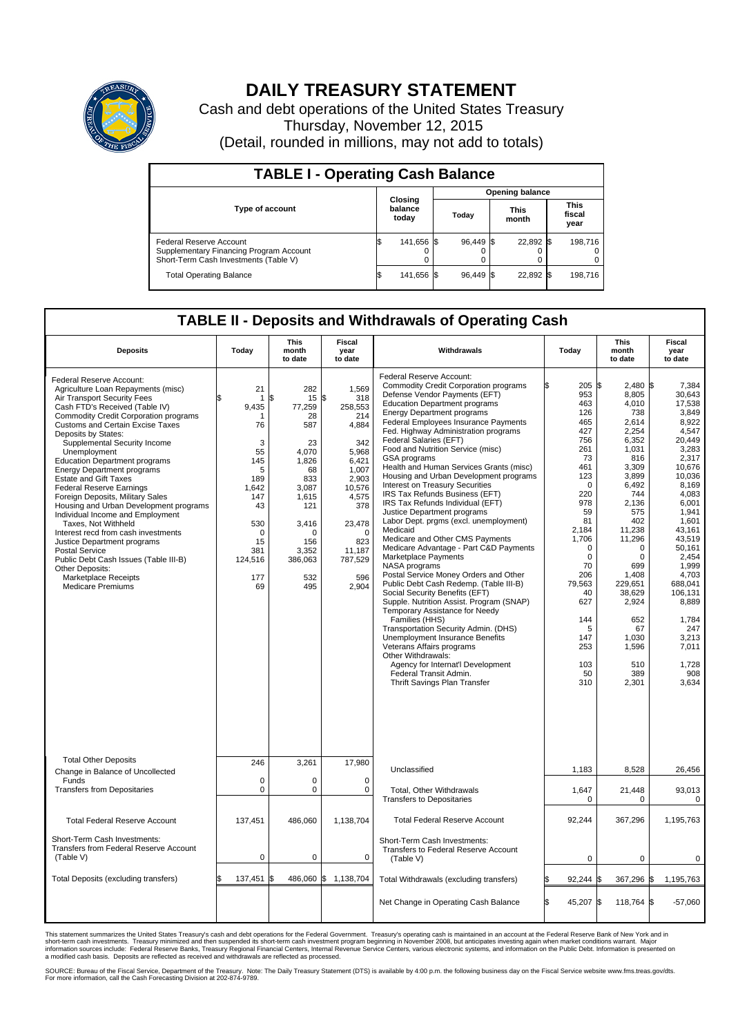# DAILY TREASURY STATEMENT

Cash and debt operations of the United States Treasury
Thursday, November 12, 2015
(Detail, rounded in millions, may not add to totals)

## TABLE I - Operating Cash Balance

| Type of account | Closing balance today | Opening balance Today | Opening balance This month | Opening balance This fiscal year |
|---|---|---|---|---|
| Federal Reserve Account | $ 141,656 | $ 96,449 | $ 22,892 | $ 198,716 |
| Supplementary Financing Program Account | 0 | 0 | 0 | 0 |
| Short-Term Cash Investments (Table V) | 0 | 0 | 0 | 0 |
| Total Operating Balance | $ 141,656 | $ 96,449 | $ 22,892 | $ 198,716 |

## TABLE II - Deposits and Withdrawals of Operating Cash

| Deposits | Today | This month to date | Fiscal year to date |
|---|---|---|---|
| Federal Reserve Account: | | | |
| Agriculture Loan Repayments (misc) | $ 21 | $ 282 | $ 1,569 |
| Air Transport Security Fees | 1 | 15 | 318 |
| Cash FTD's Received (Table IV) | 9,435 | 77,259 | 258,553 |
| Commodity Credit Corporation programs | 1 | 28 | 214 |
| Customs and Certain Excise Taxes | 76 | 587 | 4,884 |
| Deposits by States: | | | |
| Supplemental Security Income | 3 | 23 | 342 |
| Unemployment | 55 | 4,070 | 5,968 |
| Education Department programs | 145 | 1,826 | 6,421 |
| Energy Department programs | 5 | 68 | 1,007 |
| Estate and Gift Taxes | 189 | 833 | 2,903 |
| Federal Reserve Earnings | 1,642 | 3,087 | 10,576 |
| Foreign Deposits, Military Sales | 147 | 1,615 | 4,575 |
| Housing and Urban Development programs | 43 | 121 | 378 |
| Individual Income and Employment Taxes, Not Withheld | 530 | 3,416 | 23,478 |
| Interest recd from cash investments | 0 | 0 | 0 |
| Justice Department programs | 15 | 156 | 823 |
| Postal Service | 381 | 3,352 | 11,187 |
| Public Debt Cash Issues (Table III-B) | 124,516 | 386,063 | 787,529 |
| Other Deposits: | | | |
| Marketplace Receipts | 177 | 532 | 596 |
| Medicare Premiums | 69 | 495 | 2,904 |
| Total Other Deposits | 246 | 3,261 | 17,980 |
| Change in Balance of Uncollected Funds | 0 | 0 | 0 |
| Transfers from Depositaries | 0 | 0 | 0 |
| Total Federal Reserve Account | 137,451 | 486,060 | 1,138,704 |
| Short-Term Cash Investments: Transfers from Federal Reserve Account (Table V) | 0 | 0 | 0 |
| Total Deposits (excluding transfers) | $ 137,451 | $ 486,060 | $ 1,138,704 |

| Withdrawals | Today | This month to date | Fiscal year to date |
|---|---|---|---|
| Federal Reserve Account: | | | |
| Commodity Credit Corporation programs | $ 205 | $ 2,480 | $ 7,384 |
| Defense Vendor Payments (EFT) | 953 | 8,805 | 30,643 |
| Education Department programs | 463 | 4,010 | 17,538 |
| Energy Department programs | 126 | 738 | 3,849 |
| Federal Employees Insurance Payments | 465 | 2,614 | 8,922 |
| Fed. Highway Administration programs | 427 | 2,254 | 4,547 |
| Federal Salaries (EFT) | 756 | 6,352 | 20,449 |
| Food and Nutrition Service (misc) | 261 | 1,031 | 3,283 |
| GSA programs | 73 | 816 | 2,317 |
| Health and Human Services Grants (misc) | 461 | 3,309 | 10,676 |
| Housing and Urban Development programs | 123 | 3,899 | 10,036 |
| Interest on Treasury Securities | 0 | 6,492 | 8,169 |
| IRS Tax Refunds Business (EFT) | 220 | 744 | 4,083 |
| IRS Tax Refunds Individual (EFT) | 978 | 2,136 | 6,001 |
| Justice Department programs | 59 | 575 | 1,941 |
| Labor Dept. prgms (excl. unemployment) | 81 | 402 | 1,601 |
| Medicaid | 2,184 | 11,238 | 43,161 |
| Medicare and Other CMS Payments | 1,706 | 11,296 | 43,519 |
| Medicare Advantage - Part C&D Payments | 0 | 0 | 50,161 |
| Marketplace Payments | 0 | 0 | 2,454 |
| NASA programs | 70 | 699 | 1,999 |
| Postal Service Money Orders and Other | 206 | 1,408 | 4,703 |
| Public Debt Cash Redemp. (Table III-B) | 79,563 | 229,651 | 688,041 |
| Social Security Benefits (EFT) | 40 | 38,629 | 106,131 |
| Supple. Nutrition Assist. Program (SNAP) | 627 | 2,924 | 8,889 |
| Temporary Assistance for Needy Families (HHS) | 144 | 652 | 1,784 |
| Transportation Security Admin. (DHS) | 5 | 67 | 247 |
| Unemployment Insurance Benefits | 147 | 1,030 | 3,213 |
| Veterans Affairs programs | 253 | 1,596 | 7,011 |
| Other Withdrawals: | | | |
| Agency for Internat'l Development | 103 | 510 | 1,728 |
| Federal Transit Admin. | 50 | 389 | 908 |
| Thrift Savings Plan Transfer | 310 | 2,301 | 3,634 |
| Unclassified | 1,183 | 8,528 | 26,456 |
| Total, Other Withdrawals | 1,647 | 21,448 | 93,013 |
| Transfers to Depositaries | 0 | 0 | 0 |
| Total Federal Reserve Account | 92,244 | 367,296 | 1,195,763 |
| Short-Term Cash Investments: Transfers to Federal Reserve Account (Table V) | 0 | 0 | 0 |
| Total Withdrawals (excluding transfers) | $ 92,244 | $ 367,296 | $ 1,195,763 |
| Net Change in Operating Cash Balance | $ 45,207 | $ 118,764 | $ -57,060 |

This statement summarizes the United States Treasury's cash and debt operations for the Federal Government. Treasury's operating cash is maintained in an account at the Federal Reserve Bank of New York and in short-term cash investments. Treasury minimized and then suspended its short-term cash investment program beginning in November 2008, but anticipates investing again when market conditions warrant. Major information sources include: Federal Reserve Banks, Treasury Regional Financial Centers, Internal Revenue Service Centers, various electronic systems, and information on the Public Debt. Information is presented on a modified cash basis. Deposits are reflected as received and withdrawals are reflected as processed.

SOURCE: Bureau of the Fiscal Service, Department of the Treasury. Note: The Daily Treasury Statement (DTS) is available by 4:00 p.m. the following business day on the Fiscal Service website www.fms.treas.gov/dts. For more information, call the Cash Forecasting Division at 202-874-9789.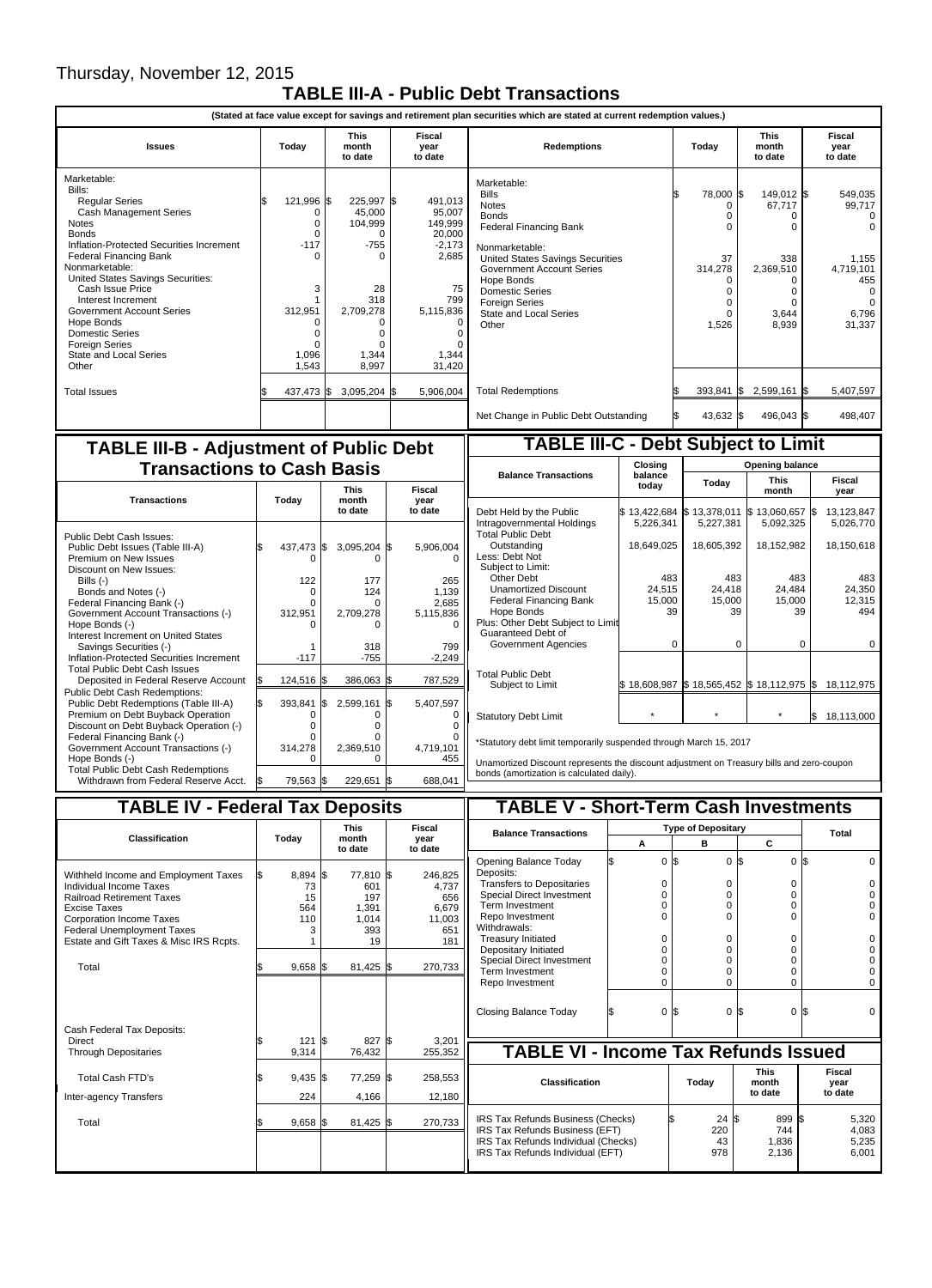Thursday, November 12, 2015

# TABLE III-A - Public Debt Transactions

(Stated at face value except for savings and retirement plan securities which are stated at current redemption values.)

| Issues | Today | This month to date | Fiscal year to date |
|---|---|---|---|
| Marketable: | | | |
| Bills: | | | |
| Regular Series | $ 121,996 | $ 225,997 | $ 491,013 |
| Cash Management Series | 0 | 45,000 | 95,007 |
| Notes | 0 | 104,999 | 149,999 |
| Bonds | 0 | 0 | 20,000 |
| Inflation-Protected Securities Increment | -117 | -755 | -2,173 |
| Federal Financing Bank | 0 | 0 | 2,685 |
| Nonmarketable: | | | |
| United States Savings Securities: | | | |
| Cash Issue Price | 3 | 28 | 75 |
| Interest Increment | 1 | 318 | 799 |
| Government Account Series | 312,951 | 2,709,278 | 5,115,836 |
| Hope Bonds | 0 | 0 | 0 |
| Domestic Series | 0 | 0 | 0 |
| Foreign Series | 0 | 0 | 0 |
| State and Local Series | 1,096 | 1,344 | 1,344 |
| Other | 1,543 | 8,997 | 31,420 |
| Total Issues | $ 437,473 | $ 3,095,204 | $ 5,906,004 |

| Redemptions | Today | This month to date | Fiscal year to date |
|---|---|---|---|
| Marketable: | | | |
| Bills | $ 78,000 | $ 149,012 | $ 549,035 |
| Notes | 0 | 67,717 | 99,717 |
| Bonds | 0 | 0 | 0 |
| Federal Financing Bank | 0 | 0 | 0 |
| Nonmarketable: | | | |
| United States Savings Securities | 37 | 338 | 1,155 |
| Government Account Series | 314,278 | 2,369,510 | 4,719,101 |
| Hope Bonds | 0 | 0 | 455 |
| Domestic Series | 0 | 0 | 0 |
| Foreign Series | 0 | 0 | 0 |
| State and Local Series | 0 | 3,644 | 6,796 |
| Other | 1,526 | 8,939 | 31,337 |
| Total Redemptions | $ 393,841 | $ 2,599,161 | $ 5,407,597 |
| Net Change in Public Debt Outstanding | $ 43,632 | $ 496,043 | $ 498,407 |

# TABLE III-B - Adjustment of Public Debt Transactions to Cash Basis

| Transactions | Today | This month to date | Fiscal year to date |
|---|---|---|---|
| Public Debt Cash Issues: | | | |
| Public Debt Issues (Table III-A) | $ 437,473 | $ 3,095,204 | $ 5,906,004 |
| Premium on New Issues | 0 | 0 | 0 |
| Discount on New Issues: | | | |
| Bills (-) | 122 | 177 | 265 |
| Bonds and Notes (-) | 0 | 124 | 1,139 |
| Federal Financing Bank (-) | 0 | 0 | 2,685 |
| Government Account Transactions (-) | 312,951 | 2,709,278 | 5,115,836 |
| Hope Bonds (-) | 0 | 0 | 0 |
| Interest Increment on United States Savings Securities (-) | 1 | 318 | 799 |
| Inflation-Protected Securities Increment | -117 | -755 | -2,249 |
| Total Public Debt Cash Issues Deposited in Federal Reserve Account | $ 124,516 | $ 386,063 | $ 787,529 |
| Public Debt Cash Redemptions: | | | |
| Public Debt Redemptions (Table III-A) | $ 393,841 | $ 2,599,161 | $ 5,407,597 |
| Premium on Debt Buyback Operation | 0 | 0 | 0 |
| Discount on Debt Buyback Operation (-) | 0 | 0 | 0 |
| Federal Financing Bank (-) | 0 | 0 | 0 |
| Government Account Transactions (-) | 314,278 | 2,369,510 | 4,719,101 |
| Hope Bonds (-) | 0 | 0 | 455 |
| Total Public Debt Cash Redemptions Withdrawn from Federal Reserve Acct. | $ 79,563 | $ 229,651 | $ 688,041 |

# TABLE III-C - Debt Subject to Limit

| Balance Transactions | Closing balance today | Opening balance Today | Opening balance This month | Opening balance Fiscal year |
|---|---|---|---|---|
| Debt Held by the Public | $ 13,422,684 | $ 13,378,011 | $ 13,060,657 | $ 13,123,847 |
| Intragovernmental Holdings | 5,226,341 | 5,227,381 | 5,092,325 | 5,026,770 |
| Total Public Debt Outstanding | 18,649,025 | 18,605,392 | 18,152,982 | 18,150,618 |
| Less: Debt Not Subject to Limit: | | | | |
| Other Debt | 483 | 483 | 483 | 483 |
| Unamortized Discount | 24,515 | 24,418 | 24,484 | 24,350 |
| Federal Financing Bank | 15,000 | 15,000 | 15,000 | 12,315 |
| Hope Bonds | 39 | 39 | 39 | 494 |
| Plus: Other Debt Subject to Limit | | | | |
| Guaranteed Debt of Government Agencies | 0 | 0 | 0 | 0 |
| Total Public Debt Subject to Limit | $ 18,608,987 | $ 18,565,452 | $ 18,112,975 | $ 18,112,975 |
| Statutory Debt Limit | * | * | * | $ 18,113,000 |

*Statutory debt limit temporarily suspended through March 15, 2017

Unamortized Discount represents the discount adjustment on Treasury bills and zero-coupon bonds (amortization is calculated daily).

# TABLE IV - Federal Tax Deposits

| Classification | Today | This month to date | Fiscal year to date |
|---|---|---|---|
| Withheld Income and Employment Taxes | $ 8,894 | $ 77,810 | $ 246,825 |
| Individual Income Taxes | 73 | 601 | 4,737 |
| Railroad Retirement Taxes | 15 | 197 | 656 |
| Excise Taxes | 564 | 1,391 | 6,679 |
| Corporation Income Taxes | 110 | 1,014 | 11,003 |
| Federal Unemployment Taxes | 3 | 393 | 651 |
| Estate and Gift Taxes & Misc IRS Rcpts. | 1 | 19 | 181 |
| Total | $ 9,658 | $ 81,425 | $ 270,733 |
| Cash Federal Tax Deposits: | | | |
| Direct | $ 121 | $ 827 | $ 3,201 |
| Through Depositaries | 9,314 | 76,432 | 255,352 |
| Total Cash FTD's | $ 9,435 | $ 77,259 | $ 258,553 |
| Inter-agency Transfers | 224 | 4,166 | 12,180 |
| Total | $ 9,658 | $ 81,425 | $ 270,733 |

# TABLE V - Short-Term Cash Investments

| Balance Transactions | Type of Depositary A | Type of Depositary B | Type of Depositary C | Total |
|---|---|---|---|---|
| Opening Balance Today | $ 0 | $ 0 | $ 0 | $ 0 |
| Deposits: | | | | |
| Transfers to Depositaries | 0 | 0 | 0 | 0 |
| Special Direct Investment | 0 | 0 | 0 | 0 |
| Term Investment | 0 | 0 | 0 | 0 |
| Repo Investment | 0 | 0 | 0 | 0 |
| Withdrawals: | | | | |
| Treasury Initiated | 0 | 0 | 0 | 0 |
| Depositary Initiated | 0 | 0 | 0 | 0 |
| Special Direct Investment | 0 | 0 | 0 | 0 |
| Term Investment | 0 | 0 | 0 | 0 |
| Repo Investment | 0 | 0 | 0 | 0 |
| Closing Balance Today | $ 0 | $ 0 | $ 0 | $ 0 |

# TABLE VI - Income Tax Refunds Issued

| Classification | Today | This month to date | Fiscal year to date |
|---|---|---|---|
| IRS Tax Refunds Business (Checks) | $ 24 | $ 899 | $ 5,320 |
| IRS Tax Refunds Business (EFT) | 220 | 744 | 4,083 |
| IRS Tax Refunds Individual (Checks) | 43 | 1,836 | 5,235 |
| IRS Tax Refunds Individual (EFT) | 978 | 2,136 | 6,001 |